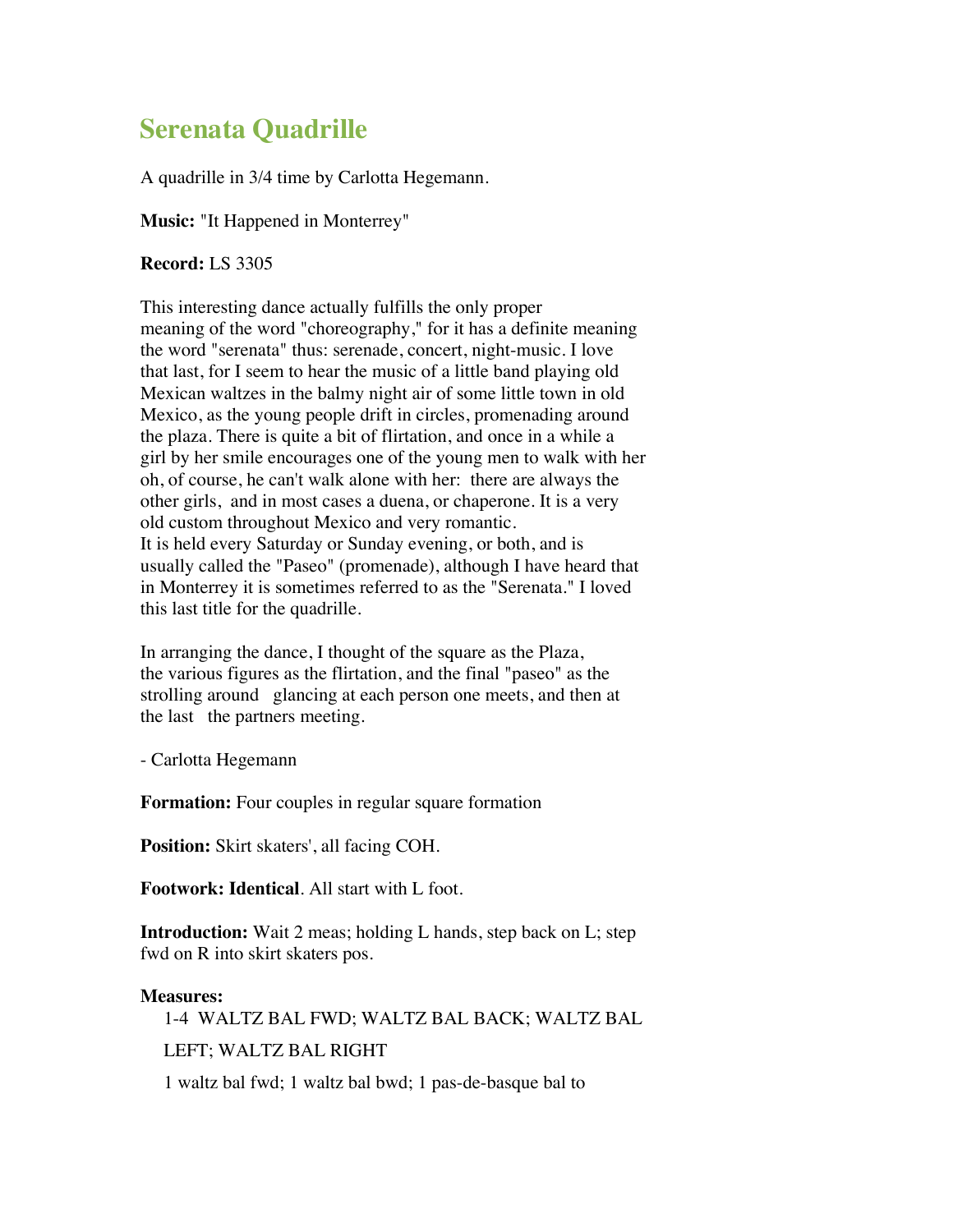# Serenata Quadrille

A quadrille in 3/4 time by Carlotta Hegemann.

**Music:** "It Happened in Monterrey"

**Record:** LS 3305

This interesting dance actually fulfills the only proper meaning of the word "choreography," for it has a definite meaning the word "serenata" thus: serenade, concert, night-music. I love that last, for I seem to hear the music of a little band playing old Mexican waltzes in the balmy night air of some little town in old Mexico, as the young people drift in circles, promenading around the plaza. There is quite a bit of flirtation, and once in a while a girl by her smile encourages one of the young men to walk with her oh, of course, he can't walk alone with her: there are always the other girls, and in most cases a duena, or chaperone. It is a very old custom throughout Mexico and very romantic.
It is held every Saturday or Sunday evening, or both, and is usually called the "Paseo" (promenade), although I have heard that in Monterrey it is sometimes referred to as the "Serenata." I loved this last title for the quadrille.

In arranging the dance, I thought of the square as the Plaza, the various figures as the flirtation, and the final "paseo" as the strolling around glancing at each person one meets, and then at the last the partners meeting.

- Carlotta Hegemann

**Formation:** Four couples in regular square formation

**Position:** Skirt skaters', all facing COH.

**Footwork: Identical**. All start with L foot.

**Introduction:** Wait 2 meas; holding L hands, step back on L; step fwd on R into skirt skaters pos.

**Measures:**

1-4 WALTZ BAL FWD; WALTZ BAL BACK; WALTZ BAL LEFT; WALTZ BAL RIGHT

1 waltz bal fwd; 1 waltz bal bwd; 1 pas-de-basque bal to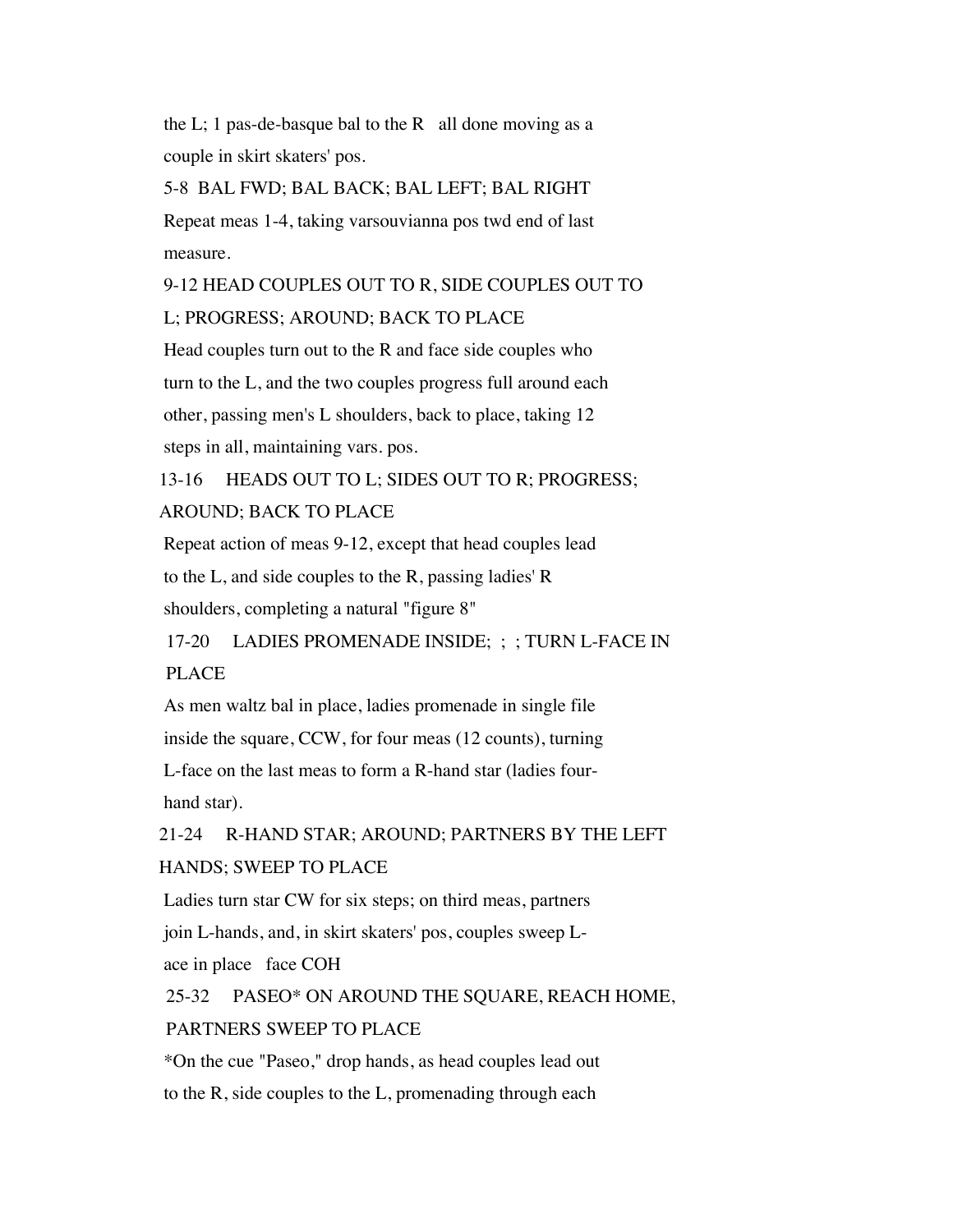the L; 1 pas-de-basque bal to the R   all done moving as a couple in skirt skaters' pos.

5-8  BAL FWD; BAL BACK; BAL LEFT; BAL RIGHT

Repeat meas 1-4, taking varsouvianna pos twd end of last measure.

9-12 HEAD COUPLES OUT TO R, SIDE COUPLES OUT TO L; PROGRESS; AROUND; BACK TO PLACE

Head couples turn out to the R and face side couples who turn to the L, and the two couples progress full around each other, passing men's L shoulders, back to place, taking 12 steps in all, maintaining vars. pos.

13-16     HEADS OUT TO L; SIDES OUT TO R; PROGRESS; AROUND; BACK TO PLACE

Repeat action of meas 9-12, except that head couples lead to the L, and side couples to the R, passing ladies' R shoulders, completing a natural "figure 8"

17-20     LADIES PROMENADE INSIDE;  ;  ; TURN L-FACE IN PLACE

As men waltz bal in place, ladies promenade in single file inside the square, CCW, for four meas (12 counts), turning L-face on the last meas to form a R-hand star (ladies four-hand star).

21-24     R-HAND STAR; AROUND; PARTNERS BY THE LEFT HANDS; SWEEP TO PLACE

Ladies turn star CW for six steps; on third meas, partners join L-hands, and, in skirt skaters' pos, couples sweep L-ace in place   face COH

25-32     PASEO* ON AROUND THE SQUARE, REACH HOME, PARTNERS SWEEP TO PLACE

*On the cue "Paseo," drop hands, as head couples lead out to the R, side couples to the L, promenading through each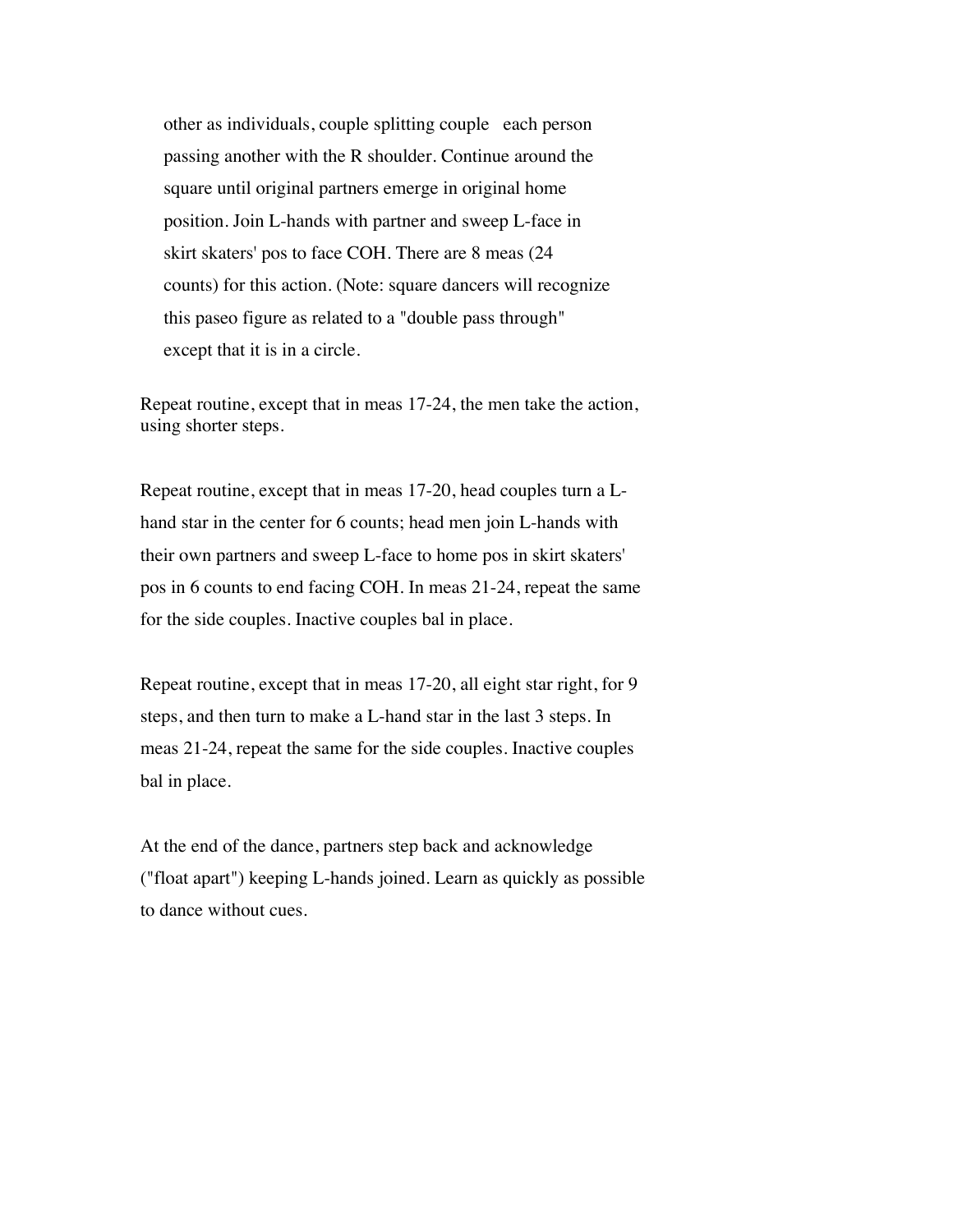other as individuals, couple splitting couple each person passing another with the R shoulder. Continue around the square until original partners emerge in original home position. Join L-hands with partner and sweep L-face in skirt skaters' pos to face COH. There are 8 meas (24 counts) for this action. (Note: square dancers will recognize this paseo figure as related to a "double pass through" except that it is in a circle.

Repeat routine, except that in meas 17-24, the men take the action, using shorter steps.

Repeat routine, except that in meas 17-20, head couples turn a L-hand star in the center for 6 counts; head men join L-hands with their own partners and sweep L-face to home pos in skirt skaters' pos in 6 counts to end facing COH. In meas 21-24, repeat the same for the side couples. Inactive couples bal in place.

Repeat routine, except that in meas 17-20, all eight star right, for 9 steps, and then turn to make a L-hand star in the last 3 steps. In meas 21-24, repeat the same for the side couples. Inactive couples bal in place.

At the end of the dance, partners step back and acknowledge ("float apart") keeping L-hands joined. Learn as quickly as possible to dance without cues.